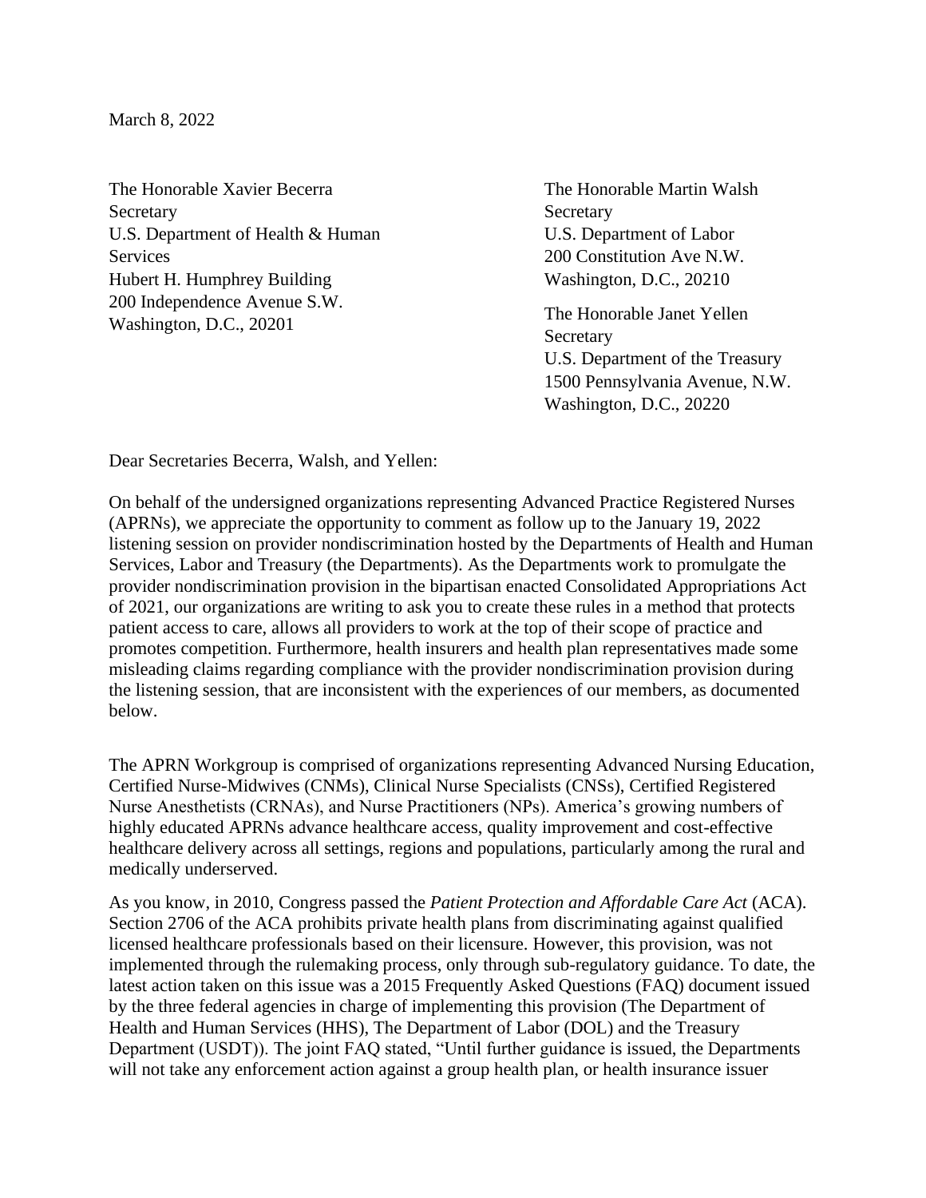March 8, 2022

The Honorable Xavier Becerra
Secretary
U.S. Department of Health & Human Services
Hubert H. Humphrey Building
200 Independence Avenue S.W.
Washington, D.C., 20201

The Honorable Martin Walsh
Secretary
U.S. Department of Labor
200 Constitution Ave N.W.
Washington, D.C., 20210

The Honorable Janet Yellen
Secretary
U.S. Department of the Treasury
1500 Pennsylvania Avenue, N.W.
Washington, D.C., 20220

Dear Secretaries Becerra, Walsh, and Yellen:

On behalf of the undersigned organizations representing Advanced Practice Registered Nurses (APRNs), we appreciate the opportunity to comment as follow up to the January 19, 2022 listening session on provider nondiscrimination hosted by the Departments of Health and Human Services, Labor and Treasury (the Departments). As the Departments work to promulgate the provider nondiscrimination provision in the bipartisan enacted Consolidated Appropriations Act of 2021, our organizations are writing to ask you to create these rules in a method that protects patient access to care, allows all providers to work at the top of their scope of practice and promotes competition. Furthermore, health insurers and health plan representatives made some misleading claims regarding compliance with the provider nondiscrimination provision during the listening session, that are inconsistent with the experiences of our members, as documented below.

The APRN Workgroup is comprised of organizations representing Advanced Nursing Education, Certified Nurse-Midwives (CNMs), Clinical Nurse Specialists (CNSs), Certified Registered Nurse Anesthetists (CRNAs), and Nurse Practitioners (NPs). America's growing numbers of highly educated APRNs advance healthcare access, quality improvement and cost-effective healthcare delivery across all settings, regions and populations, particularly among the rural and medically underserved.

As you know, in 2010, Congress passed the *Patient Protection and Affordable Care Act* (ACA). Section 2706 of the ACA prohibits private health plans from discriminating against qualified licensed healthcare professionals based on their licensure. However, this provision, was not implemented through the rulemaking process, only through sub-regulatory guidance. To date, the latest action taken on this issue was a 2015 Frequently Asked Questions (FAQ) document issued by the three federal agencies in charge of implementing this provision (The Department of Health and Human Services (HHS), The Department of Labor (DOL) and the Treasury Department (USDT)). The joint FAQ stated, "Until further guidance is issued, the Departments will not take any enforcement action against a group health plan, or health insurance issuer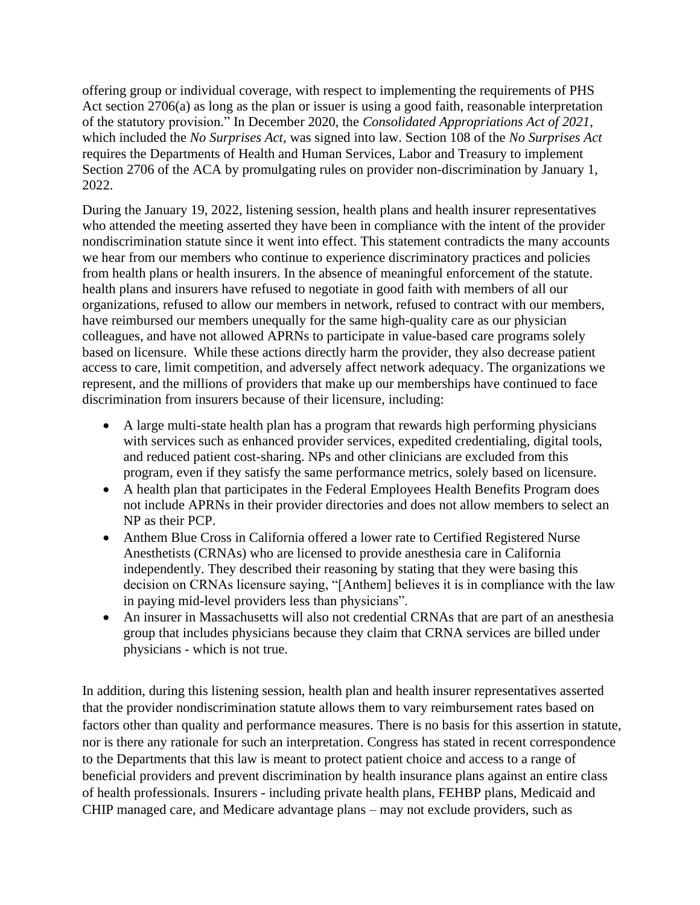offering group or individual coverage, with respect to implementing the requirements of PHS Act section 2706(a) as long as the plan or issuer is using a good faith, reasonable interpretation of the statutory provision." In December 2020, the *Consolidated Appropriations Act of 2021*, which included the *No Surprises Act*, was signed into law. Section 108 of the *No Surprises Act* requires the Departments of Health and Human Services, Labor and Treasury to implement Section 2706 of the ACA by promulgating rules on provider non-discrimination by January 1, 2022.

During the January 19, 2022, listening session, health plans and health insurer representatives who attended the meeting asserted they have been in compliance with the intent of the provider nondiscrimination statute since it went into effect. This statement contradicts the many accounts we hear from our members who continue to experience discriminatory practices and policies from health plans or health insurers. In the absence of meaningful enforcement of the statute. health plans and insurers have refused to negotiate in good faith with members of all our organizations, refused to allow our members in network, refused to contract with our members, have reimbursed our members unequally for the same high-quality care as our physician colleagues, and have not allowed APRNs to participate in value-based care programs solely based on licensure. While these actions directly harm the provider, they also decrease patient access to care, limit competition, and adversely affect network adequacy. The organizations we represent, and the millions of providers that make up our memberships have continued to face discrimination from insurers because of their licensure, including:

- A large multi-state health plan has a program that rewards high performing physicians with services such as enhanced provider services, expedited credentialing, digital tools, and reduced patient cost-sharing. NPs and other clinicians are excluded from this program, even if they satisfy the same performance metrics, solely based on licensure.
- A health plan that participates in the Federal Employees Health Benefits Program does not include APRNs in their provider directories and does not allow members to select an NP as their PCP.
- Anthem Blue Cross in California offered a lower rate to Certified Registered Nurse Anesthetists (CRNAs) who are licensed to provide anesthesia care in California independently. They described their reasoning by stating that they were basing this decision on CRNAs licensure saying, "[Anthem] believes it is in compliance with the law in paying mid-level providers less than physicians".
- An insurer in Massachusetts will also not credential CRNAs that are part of an anesthesia group that includes physicians because they claim that CRNA services are billed under physicians - which is not true.

In addition, during this listening session, health plan and health insurer representatives asserted that the provider nondiscrimination statute allows them to vary reimbursement rates based on factors other than quality and performance measures. There is no basis for this assertion in statute, nor is there any rationale for such an interpretation. Congress has stated in recent correspondence to the Departments that this law is meant to protect patient choice and access to a range of beneficial providers and prevent discrimination by health insurance plans against an entire class of health professionals. Insurers - including private health plans, FEHBP plans, Medicaid and CHIP managed care, and Medicare advantage plans – may not exclude providers, such as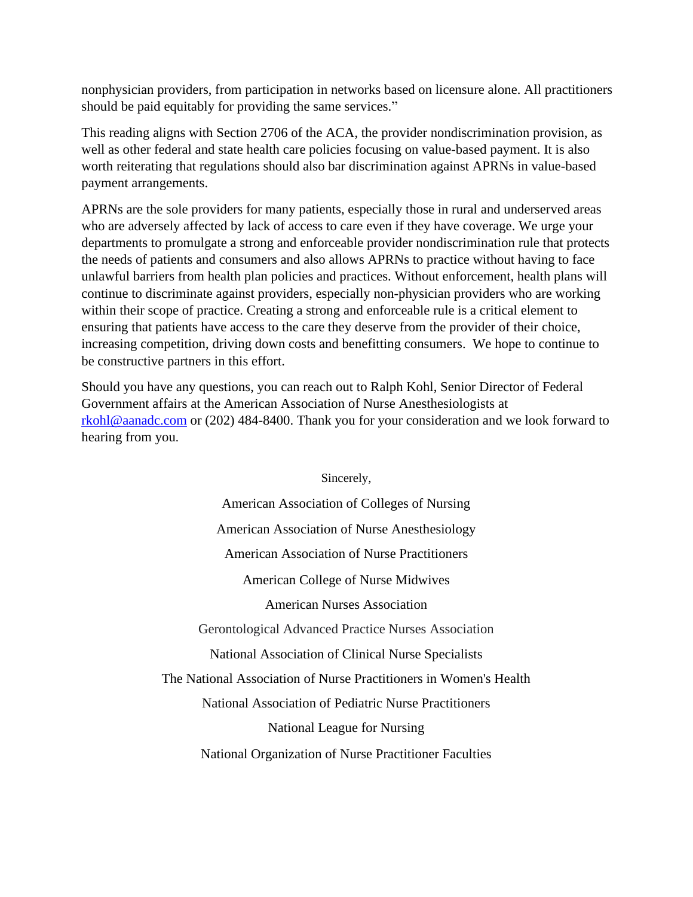nonphysician providers, from participation in networks based on licensure alone. All practitioners should be paid equitably for providing the same services."

This reading aligns with Section 2706 of the ACA, the provider nondiscrimination provision, as well as other federal and state health care policies focusing on value-based payment. It is also worth reiterating that regulations should also bar discrimination against APRNs in value-based payment arrangements.

APRNs are the sole providers for many patients, especially those in rural and underserved areas who are adversely affected by lack of access to care even if they have coverage. We urge your departments to promulgate a strong and enforceable provider nondiscrimination rule that protects the needs of patients and consumers and also allows APRNs to practice without having to face unlawful barriers from health plan policies and practices. Without enforcement, health plans will continue to discriminate against providers, especially non-physician providers who are working within their scope of practice. Creating a strong and enforceable rule is a critical element to ensuring that patients have access to the care they deserve from the provider of their choice, increasing competition, driving down costs and benefitting consumers. We hope to continue to be constructive partners in this effort.

Should you have any questions, you can reach out to Ralph Kohl, Senior Director of Federal Government affairs at the American Association of Nurse Anesthesiologists at rkohl@aanadc.com or (202) 484-8400. Thank you for your consideration and we look forward to hearing from you.

Sincerely,

American Association of Colleges of Nursing

American Association of Nurse Anesthesiology

American Association of Nurse Practitioners

American College of Nurse Midwives

American Nurses Association

Gerontological Advanced Practice Nurses Association

National Association of Clinical Nurse Specialists

The National Association of Nurse Practitioners in Women's Health

National Association of Pediatric Nurse Practitioners

National League for Nursing

National Organization of Nurse Practitioner Faculties